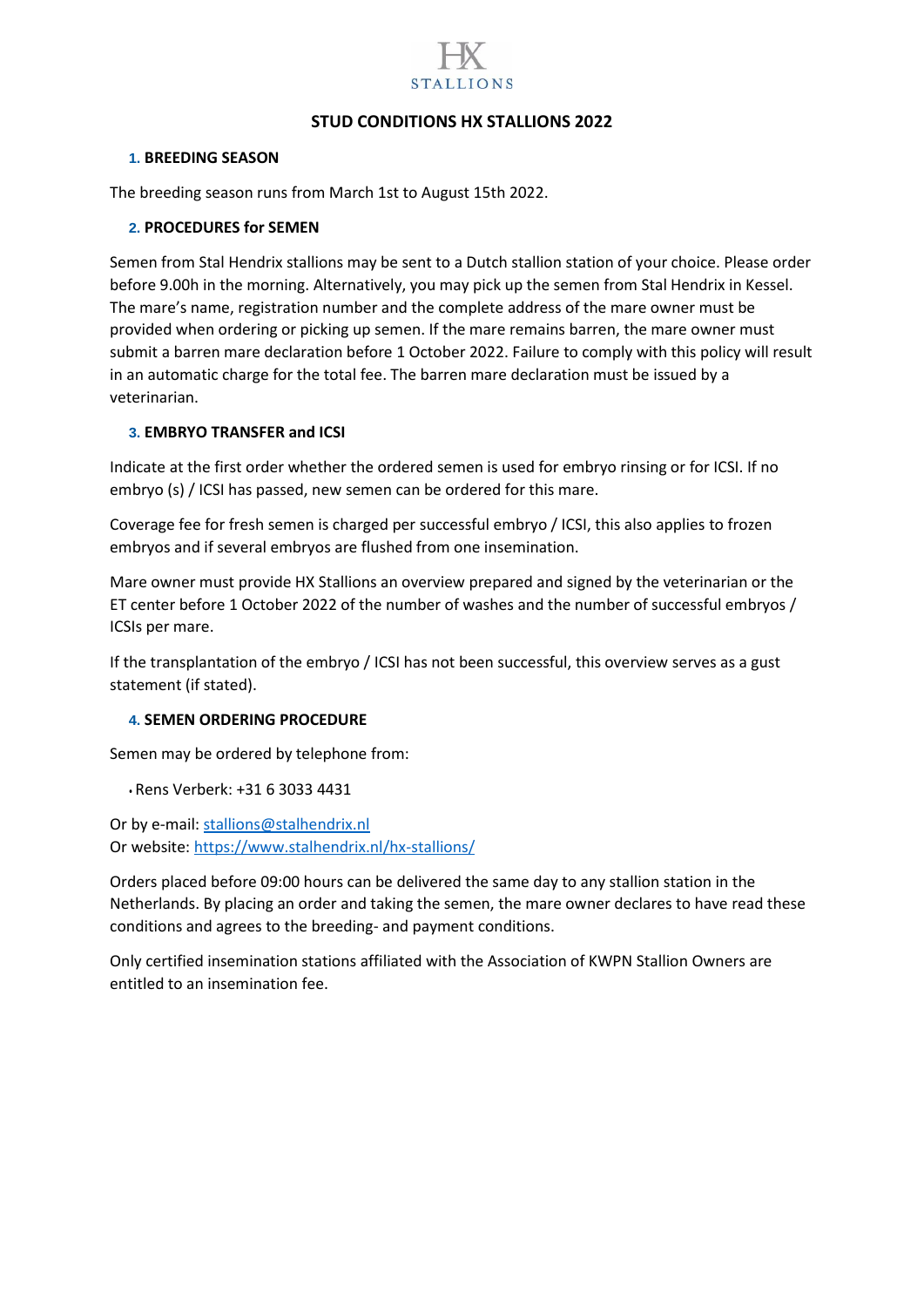HX STALLIONS

# STUD CONDITIONS HX STALLIONS 2022

## 1. BREEDING SEASON

The breeding season runs from March 1st to August 15th 2022.

## 2. PROCEDURES for SEMEN

Semen from Stal Hendrix stallions may be sent to a Dutch stallion station of your choice. Please order before 9.00h in the morning. Alternatively, you may pick up the semen from Stal Hendrix in Kessel. The mare's name, registration number and the complete address of the mare owner must be provided when ordering or picking up semen. If the mare remains barren, the mare owner must submit a barren mare declaration before 1 October 2022. Failure to comply with this policy will result in an automatic charge for the total fee. The barren mare declaration must be issued by a veterinarian.

## 3. EMBRYO TRANSFER and ICSI

Indicate at the first order whether the ordered semen is used for embryo rinsing or for ICSI. If no embryo (s) / ICSI has passed, new semen can be ordered for this mare.

Coverage fee for fresh semen is charged per successful embryo / ICSI, this also applies to frozen embryos and if several embryos are flushed from one insemination.

Mare owner must provide HX Stallions an overview prepared and signed by the veterinarian or the ET center before 1 October 2022 of the number of washes and the number of successful embryos / ICSIs per mare.

If the transplantation of the embryo / ICSI has not been successful, this overview serves as a gust statement (if stated).

## 4. SEMEN ORDERING PROCEDURE

Semen may be ordered by telephone from:

- Rens Verberk: +31 6 3033 4431

Or by e-mail: stallions@stalhendrix.nl
Or website: https://www.stalhendrix.nl/hx-stallions/

Orders placed before 09:00 hours can be delivered the same day to any stallion station in the Netherlands. By placing an order and taking the semen, the mare owner declares to have read these conditions and agrees to the breeding- and payment conditions.

Only certified insemination stations affiliated with the Association of KWPN Stallion Owners are entitled to an insemination fee.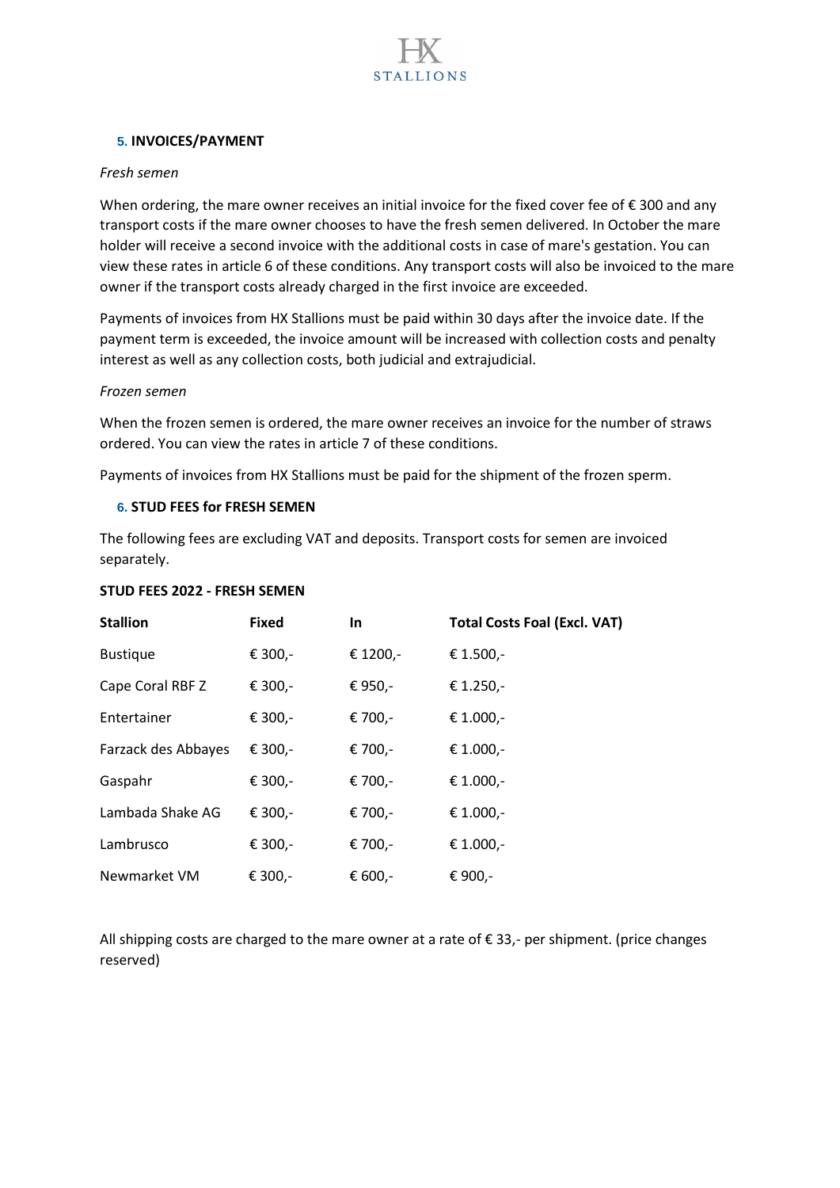## 5. INVOICES/PAYMENT

*Fresh semen*

When ordering, the mare owner receives an initial invoice for the fixed cover fee of € 300 and any transport costs if the mare owner chooses to have the fresh semen delivered. In October the mare holder will receive a second invoice with the additional costs in case of mare's gestation. You can view these rates in article 6 of these conditions. Any transport costs will also be invoiced to the mare owner if the transport costs already charged in the first invoice are exceeded.

Payments of invoices from HX Stallions must be paid within 30 days after the invoice date. If the payment term is exceeded, the invoice amount will be increased with collection costs and penalty interest as well as any collection costs, both judicial and extrajudicial.

*Frozen semen*

When the frozen semen is ordered, the mare owner receives an invoice for the number of straws ordered. You can view the rates in article 7 of these conditions.

Payments of invoices from HX Stallions must be paid for the shipment of the frozen sperm.

## 6. STUD FEES for FRESH SEMEN

The following fees are excluding VAT and deposits. Transport costs for semen are invoiced separately.

**STUD FEES 2022 - FRESH SEMEN**

| Stallion | Fixed | In | Total Costs Foal (Excl. VAT) |
|---|---|---|---|
| Bustique | € 300,- | € 1200,- | € 1.500,- |
| Cape Coral RBF Z | € 300,- | € 950,- | € 1.250,- |
| Entertainer | € 300,- | € 700,- | € 1.000,- |
| Farzack des Abbayes | € 300,- | € 700,- | € 1.000,- |
| Gaspahr | € 300,- | € 700,- | € 1.000,- |
| Lambada Shake AG | € 300,- | € 700,- | € 1.000,- |
| Lambrusco | € 300,- | € 700,- | € 1.000,- |
| Newmarket VM | € 300,- | € 600,- | € 900,- |

All shipping costs are charged to the mare owner at a rate of € 33,- per shipment. (price changes reserved)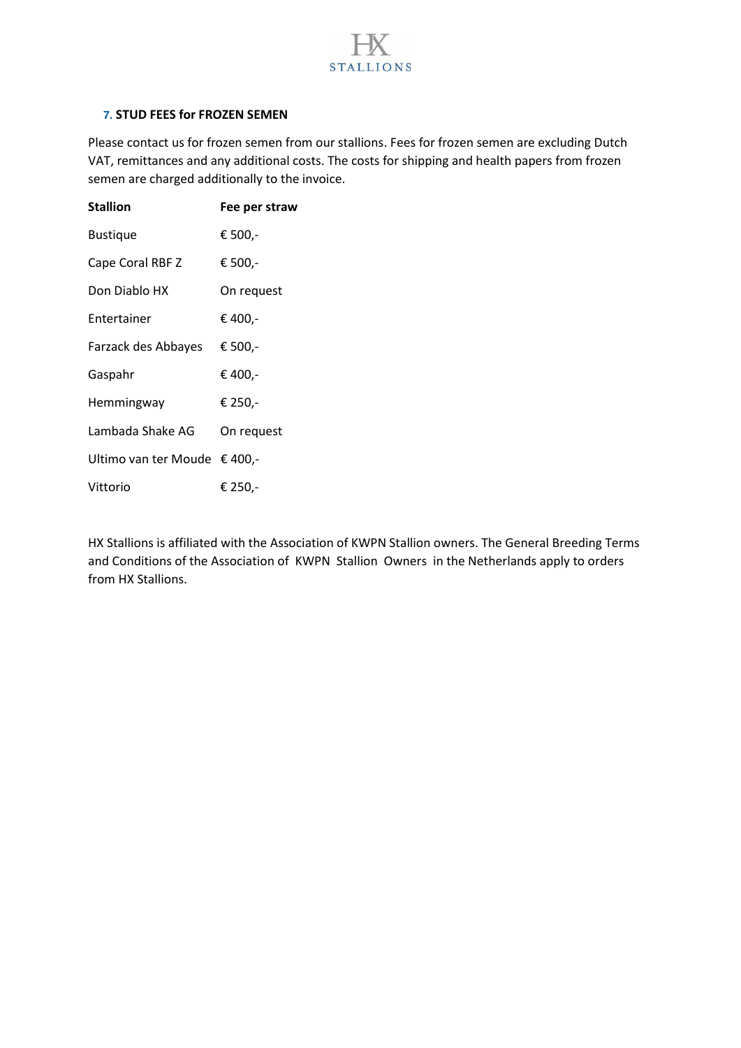### 7. STUD FEES for FROZEN SEMEN

Please contact us for frozen semen from our stallions. Fees for frozen semen are excluding Dutch VAT, remittances and any additional costs. The costs for shipping and health papers from frozen semen are charged additionally to the invoice.

| Stallion | Fee per straw |
| --- | --- |
| Bustique | € 500,- |
| Cape Coral RBF Z | € 500,- |
| Don Diablo HX | On request |
| Entertainer | € 400,- |
| Farzack des Abbayes | € 500,- |
| Gaspahr | € 400,- |
| Hemmingway | € 250,- |
| Lambada Shake AG | On request |
| Ultimo van ter Moude | € 400,- |
| Vittorio | € 250,- |

HX Stallions is affiliated with the Association of KWPN Stallion owners. The General Breeding Terms and Conditions of the Association of KWPN Stallion Owners in the Netherlands apply to orders from HX Stallions.